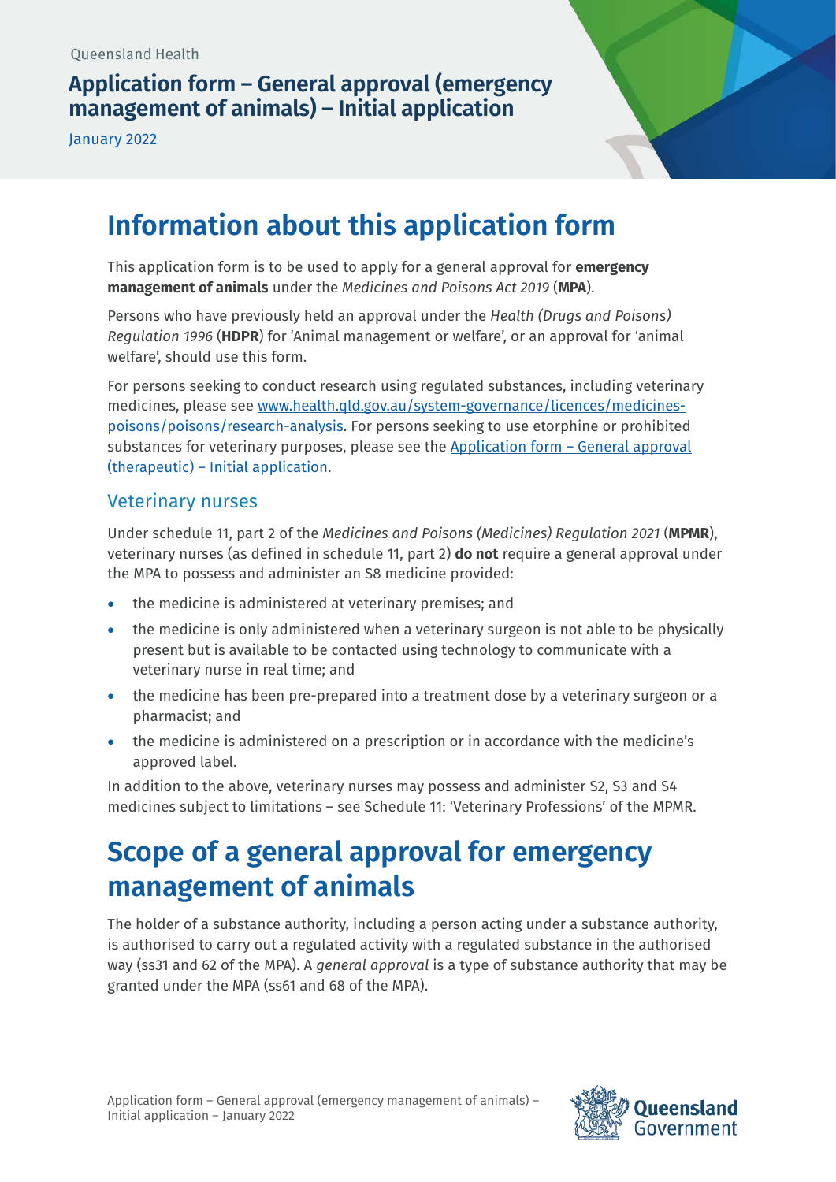Queensland Health

# Application form – General approval (emergency management of animals) – Initial application

January 2022

# Information about this application form

This application form is to be used to apply for a general approval for **emergency management of animals** under the *Medicines and Poisons Act 2019* (**MPA**).

Persons who have previously held an approval under the *Health (Drugs and Poisons) Regulation 1996* (**HDPR**) for 'Animal management or welfare', or an approval for 'animal welfare', should use this form.

For persons seeking to conduct research using regulated substances, including veterinary medicines, please see www.health.qld.gov.au/system-governance/licences/medicines-poisons/poisons/research-analysis. For persons seeking to use etorphine or prohibited substances for veterinary purposes, please see the Application form – General approval (therapeutic) – Initial application.

## Veterinary nurses

Under schedule 11, part 2 of the *Medicines and Poisons (Medicines) Regulation 2021* (**MPMR**), veterinary nurses (as defined in schedule 11, part 2) **do not** require a general approval under the MPA to possess and administer an S8 medicine provided:

- the medicine is administered at veterinary premises; and
- the medicine is only administered when a veterinary surgeon is not able to be physically present but is available to be contacted using technology to communicate with a veterinary nurse in real time; and
- the medicine has been pre-prepared into a treatment dose by a veterinary surgeon or a pharmacist; and
- the medicine is administered on a prescription or in accordance with the medicine's approved label.

In addition to the above, veterinary nurses may possess and administer S2, S3 and S4 medicines subject to limitations – see Schedule 11: 'Veterinary Professions' of the MPMR.

# Scope of a general approval for emergency management of animals

The holder of a substance authority, including a person acting under a substance authority, is authorised to carry out a regulated activity with a regulated substance in the authorised way (ss31 and 62 of the MPA). A *general approval* is a type of substance authority that may be granted under the MPA (ss61 and 68 of the MPA).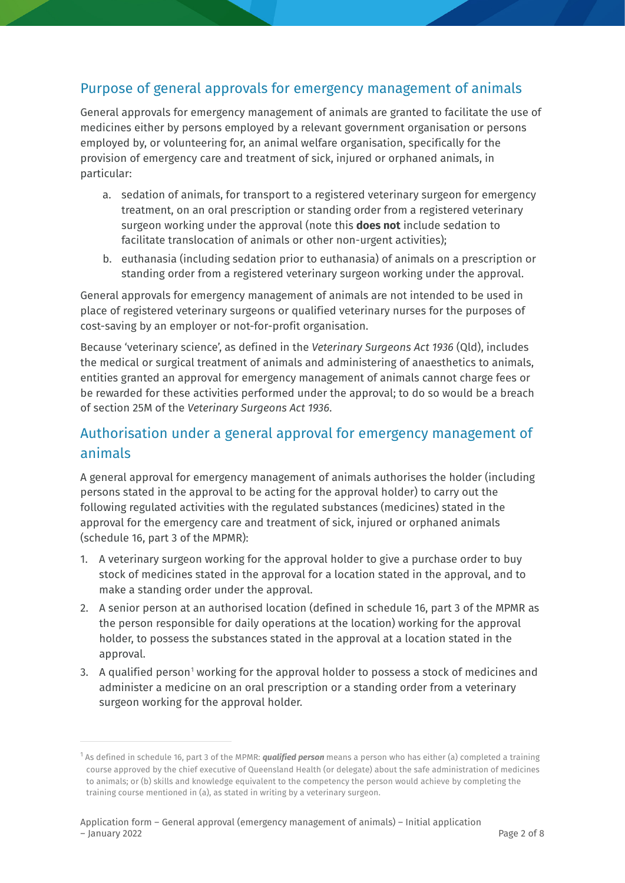## Purpose of general approvals for emergency management of animals

General approvals for emergency management of animals are granted to facilitate the use of medicines either by persons employed by a relevant government organisation or persons employed by, or volunteering for, an animal welfare organisation, specifically for the provision of emergency care and treatment of sick, injured or orphaned animals, in particular:

a. sedation of animals, for transport to a registered veterinary surgeon for emergency treatment, on an oral prescription or standing order from a registered veterinary surgeon working under the approval (note this **does not** include sedation to facilitate translocation of animals or other non-urgent activities);

b. euthanasia (including sedation prior to euthanasia) of animals on a prescription or standing order from a registered veterinary surgeon working under the approval.

General approvals for emergency management of animals are not intended to be used in place of registered veterinary surgeons or qualified veterinary nurses for the purposes of cost-saving by an employer or not-for-profit organisation.

Because 'veterinary science', as defined in the *Veterinary Surgeons Act 1936* (Qld), includes the medical or surgical treatment of animals and administering of anaesthetics to animals, entities granted an approval for emergency management of animals cannot charge fees or be rewarded for these activities performed under the approval; to do so would be a breach of section 25M of the *Veterinary Surgeons Act 1936*.

## Authorisation under a general approval for emergency management of animals

A general approval for emergency management of animals authorises the holder (including persons stated in the approval to be acting for the approval holder) to carry out the following regulated activities with the regulated substances (medicines) stated in the approval for the emergency care and treatment of sick, injured or orphaned animals (schedule 16, part 3 of the MPMR):

1. A veterinary surgeon working for the approval holder to give a purchase order to buy stock of medicines stated in the approval for a location stated in the approval, and to make a standing order under the approval.
2. A senior person at an authorised location (defined in schedule 16, part 3 of the MPMR as the person responsible for daily operations at the location) working for the approval holder, to possess the substances stated in the approval at a location stated in the approval.
3. A qualified person[1] working for the approval holder to possess a stock of medicines and administer a medicine on an oral prescription or a standing order from a veterinary surgeon working for the approval holder.

[1] As defined in schedule 16, part 3 of the MPMR: ***qualified person*** means a person who has either (a) completed a training course approved by the chief executive of Queensland Health (or delegate) about the safe administration of medicines to animals; or (b) skills and knowledge equivalent to the competency the person would achieve by completing the training course mentioned in (a), as stated in writing by a veterinary surgeon.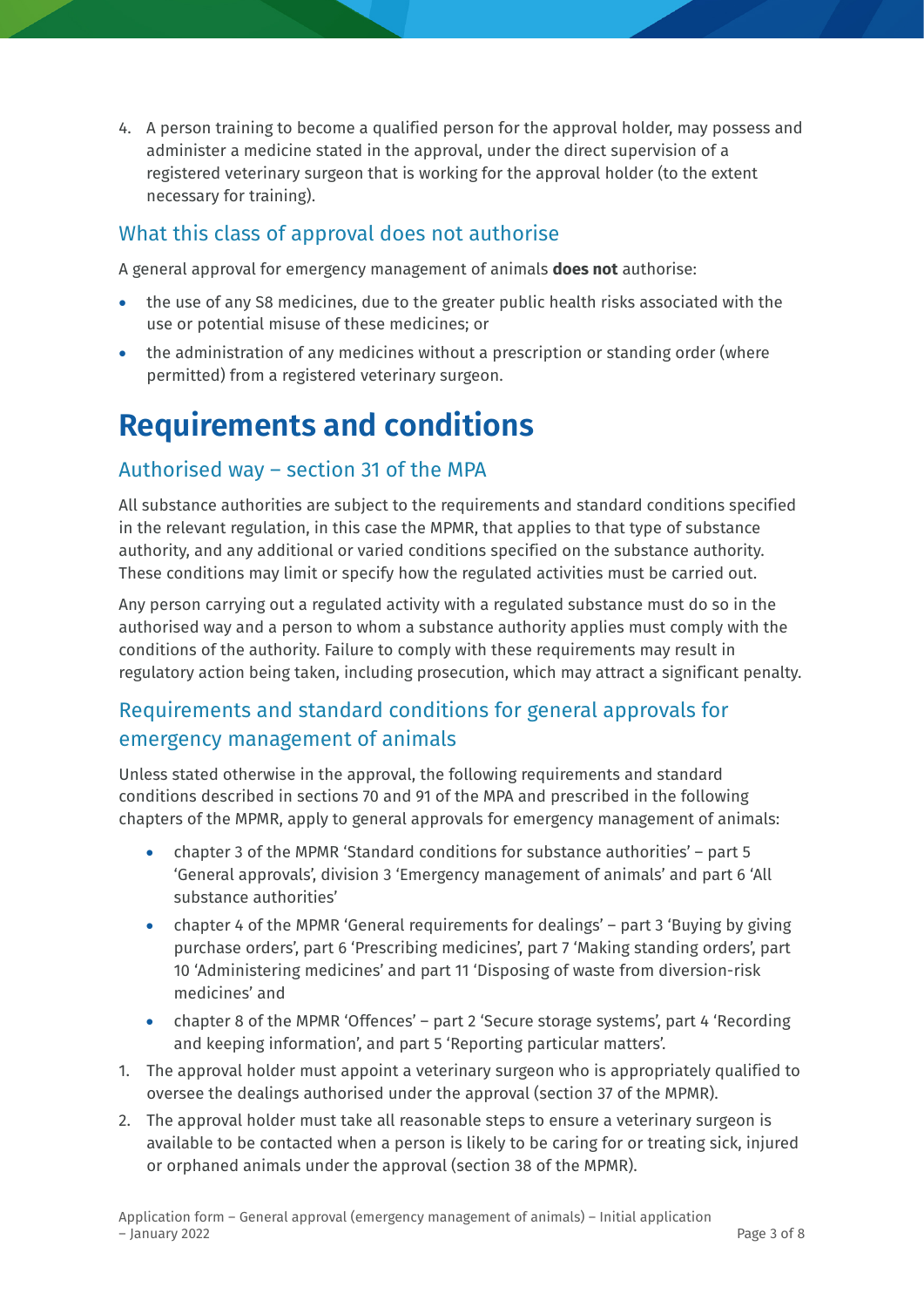4. A person training to become a qualified person for the approval holder, may possess and administer a medicine stated in the approval, under the direct supervision of a registered veterinary surgeon that is working for the approval holder (to the extent necessary for training).

### What this class of approval does not authorise

A general approval for emergency management of animals **does not** authorise:

- the use of any S8 medicines, due to the greater public health risks associated with the use or potential misuse of these medicines; or
- the administration of any medicines without a prescription or standing order (where permitted) from a registered veterinary surgeon.

# Requirements and conditions

### Authorised way – section 31 of the MPA

All substance authorities are subject to the requirements and standard conditions specified in the relevant regulation, in this case the MPMR, that applies to that type of substance authority, and any additional or varied conditions specified on the substance authority. These conditions may limit or specify how the regulated activities must be carried out.

Any person carrying out a regulated activity with a regulated substance must do so in the authorised way and a person to whom a substance authority applies must comply with the conditions of the authority. Failure to comply with these requirements may result in regulatory action being taken, including prosecution, which may attract a significant penalty.

### Requirements and standard conditions for general approvals for emergency management of animals

Unless stated otherwise in the approval, the following requirements and standard conditions described in sections 70 and 91 of the MPA and prescribed in the following chapters of the MPMR, apply to general approvals for emergency management of animals:

- chapter 3 of the MPMR 'Standard conditions for substance authorities' – part 5 'General approvals', division 3 'Emergency management of animals' and part 6 'All substance authorities'
- chapter 4 of the MPMR 'General requirements for dealings' – part 3 'Buying by giving purchase orders', part 6 'Prescribing medicines', part 7 'Making standing orders', part 10 'Administering medicines' and part 11 'Disposing of waste from diversion-risk medicines' and
- chapter 8 of the MPMR 'Offences' – part 2 'Secure storage systems', part 4 'Recording and keeping information', and part 5 'Reporting particular matters'.

1. The approval holder must appoint a veterinary surgeon who is appropriately qualified to oversee the dealings authorised under the approval (section 37 of the MPMR).
2. The approval holder must take all reasonable steps to ensure a veterinary surgeon is available to be contacted when a person is likely to be caring for or treating sick, injured or orphaned animals under the approval (section 38 of the MPMR).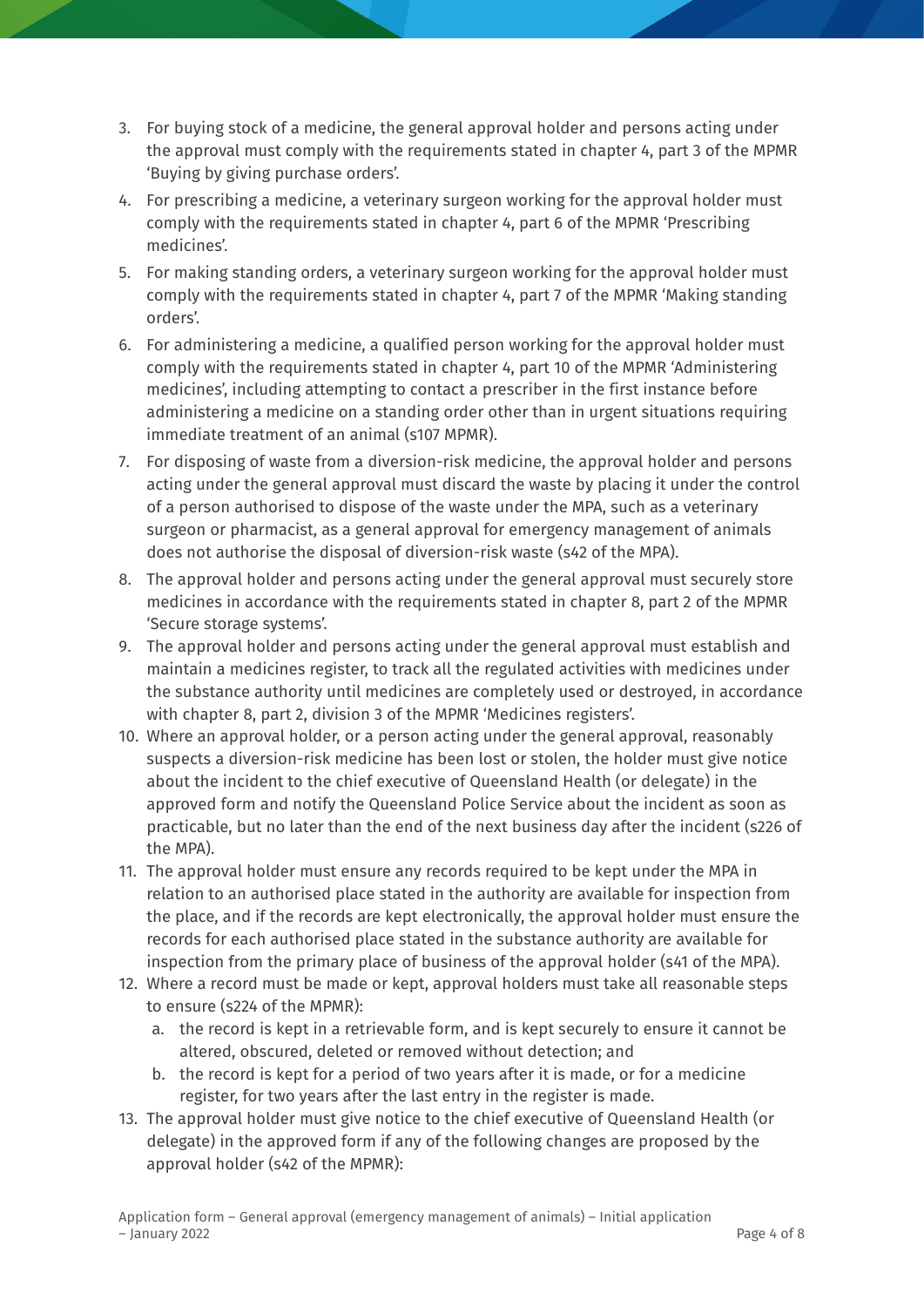3. For buying stock of a medicine, the general approval holder and persons acting under the approval must comply with the requirements stated in chapter 4, part 3 of the MPMR 'Buying by giving purchase orders'.
4. For prescribing a medicine, a veterinary surgeon working for the approval holder must comply with the requirements stated in chapter 4, part 6 of the MPMR 'Prescribing medicines'.
5. For making standing orders, a veterinary surgeon working for the approval holder must comply with the requirements stated in chapter 4, part 7 of the MPMR 'Making standing orders'.
6. For administering a medicine, a qualified person working for the approval holder must comply with the requirements stated in chapter 4, part 10 of the MPMR 'Administering medicines', including attempting to contact a prescriber in the first instance before administering a medicine on a standing order other than in urgent situations requiring immediate treatment of an animal (s107 MPMR).
7. For disposing of waste from a diversion-risk medicine, the approval holder and persons acting under the general approval must discard the waste by placing it under the control of a person authorised to dispose of the waste under the MPA, such as a veterinary surgeon or pharmacist, as a general approval for emergency management of animals does not authorise the disposal of diversion-risk waste (s42 of the MPA).
8. The approval holder and persons acting under the general approval must securely store medicines in accordance with the requirements stated in chapter 8, part 2 of the MPMR 'Secure storage systems'.
9. The approval holder and persons acting under the general approval must establish and maintain a medicines register, to track all the regulated activities with medicines under the substance authority until medicines are completely used or destroyed, in accordance with chapter 8, part 2, division 3 of the MPMR 'Medicines registers'.
10. Where an approval holder, or a person acting under the general approval, reasonably suspects a diversion-risk medicine has been lost or stolen, the holder must give notice about the incident to the chief executive of Queensland Health (or delegate) in the approved form and notify the Queensland Police Service about the incident as soon as practicable, but no later than the end of the next business day after the incident (s226 of the MPA).
11. The approval holder must ensure any records required to be kept under the MPA in relation to an authorised place stated in the authority are available for inspection from the place, and if the records are kept electronically, the approval holder must ensure the records for each authorised place stated in the substance authority are available for inspection from the primary place of business of the approval holder (s41 of the MPA).
12. Where a record must be made or kept, approval holders must take all reasonable steps to ensure (s224 of the MPMR):
    a. the record is kept in a retrievable form, and is kept securely to ensure it cannot be altered, obscured, deleted or removed without detection; and
    b. the record is kept for a period of two years after it is made, or for a medicine register, for two years after the last entry in the register is made.
13. The approval holder must give notice to the chief executive of Queensland Health (or delegate) in the approved form if any of the following changes are proposed by the approval holder (s42 of the MPMR):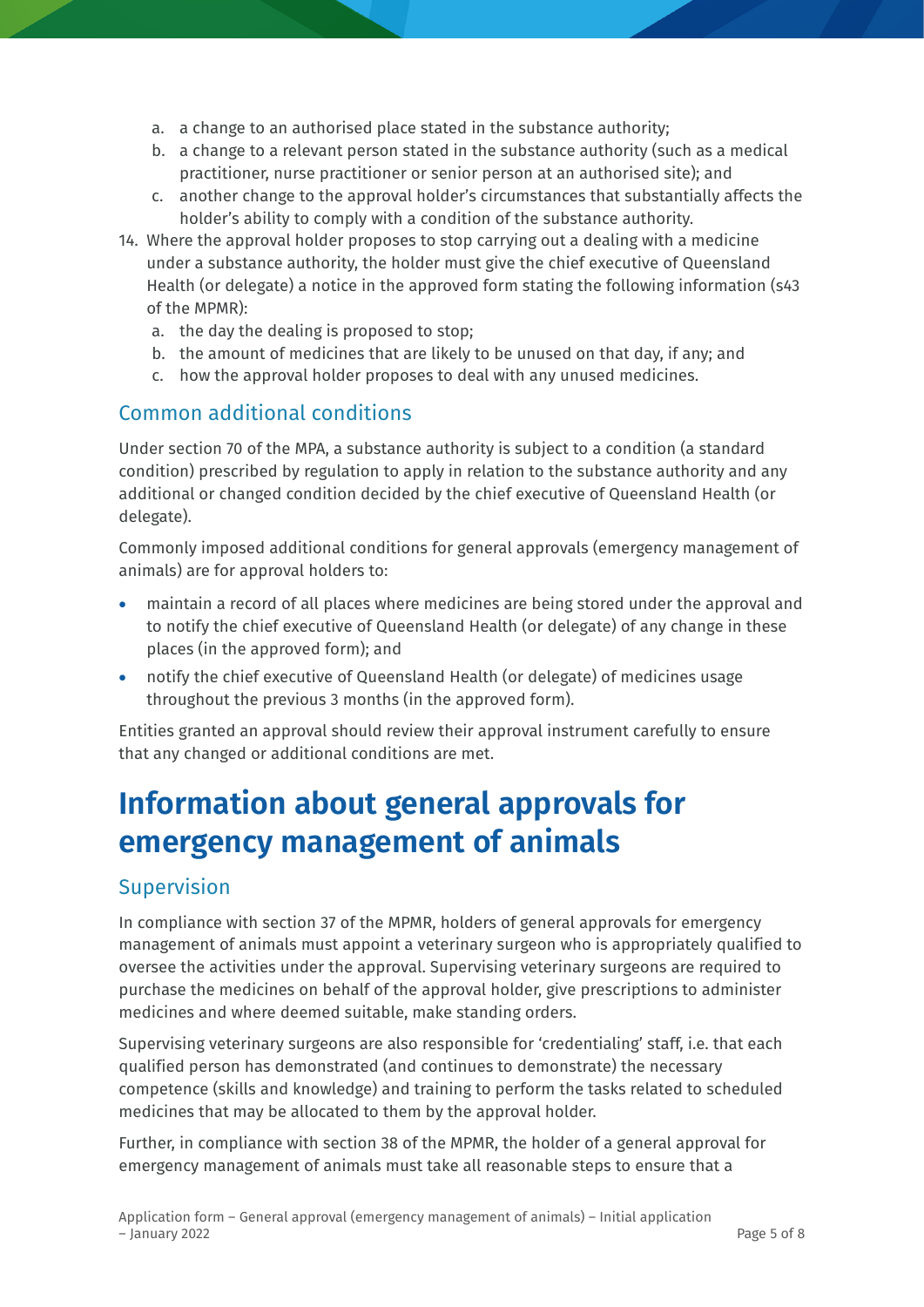a. a change to an authorised place stated in the substance authority;
   b. a change to a relevant person stated in the substance authority (such as a medical practitioner, nurse practitioner or senior person at an authorised site); and
   c. another change to the approval holder's circumstances that substantially affects the holder's ability to comply with a condition of the substance authority.

14. Where the approval holder proposes to stop carrying out a dealing with a medicine under a substance authority, the holder must give the chief executive of Queensland Health (or delegate) a notice in the approved form stating the following information (s43 of the MPMR):
   a. the day the dealing is proposed to stop;
   b. the amount of medicines that are likely to be unused on that day, if any; and
   c. how the approval holder proposes to deal with any unused medicines.

## Common additional conditions

Under section 70 of the MPA, a substance authority is subject to a condition (a standard condition) prescribed by regulation to apply in relation to the substance authority and any additional or changed condition decided by the chief executive of Queensland Health (or delegate).

Commonly imposed additional conditions for general approvals (emergency management of animals) are for approval holders to:

- maintain a record of all places where medicines are being stored under the approval and to notify the chief executive of Queensland Health (or delegate) of any change in these places (in the approved form); and
- notify the chief executive of Queensland Health (or delegate) of medicines usage throughout the previous 3 months (in the approved form).

Entities granted an approval should review their approval instrument carefully to ensure that any changed or additional conditions are met.

# Information about general approvals for emergency management of animals

## Supervision

In compliance with section 37 of the MPMR, holders of general approvals for emergency management of animals must appoint a veterinary surgeon who is appropriately qualified to oversee the activities under the approval. Supervising veterinary surgeons are required to purchase the medicines on behalf of the approval holder, give prescriptions to administer medicines and where deemed suitable, make standing orders.

Supervising veterinary surgeons are also responsible for 'credentialing' staff, i.e. that each qualified person has demonstrated (and continues to demonstrate) the necessary competence (skills and knowledge) and training to perform the tasks related to scheduled medicines that may be allocated to them by the approval holder.

Further, in compliance with section 38 of the MPMR, the holder of a general approval for emergency management of animals must take all reasonable steps to ensure that a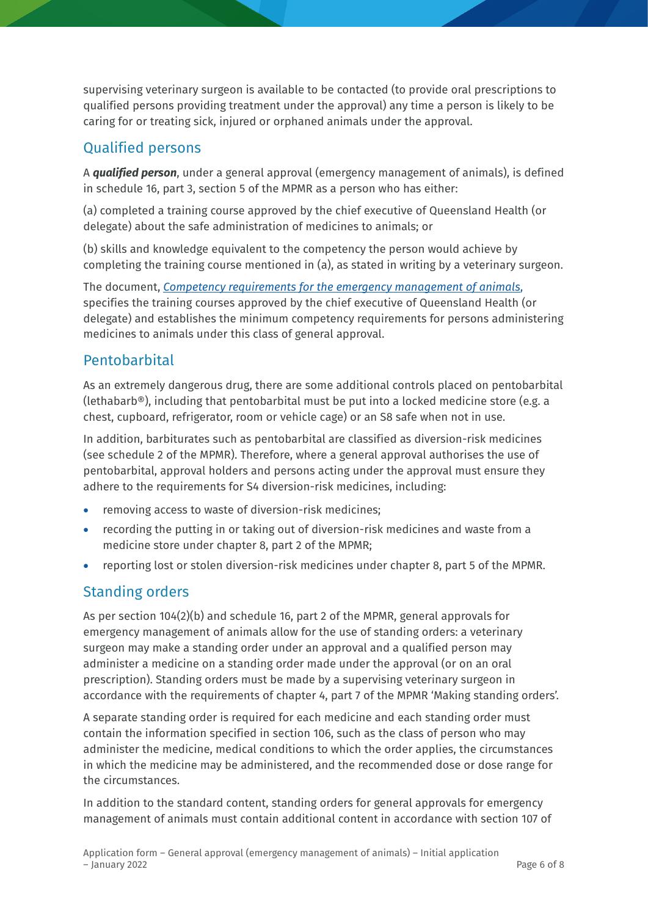supervising veterinary surgeon is available to be contacted (to provide oral prescriptions to qualified persons providing treatment under the approval) any time a person is likely to be caring for or treating sick, injured or orphaned animals under the approval.

## Qualified persons

A ***qualified person***, under a general approval (emergency management of animals), is defined in schedule 16, part 3, section 5 of the MPMR as a person who has either:

(a) completed a training course approved by the chief executive of Queensland Health (or delegate) about the safe administration of medicines to animals; or

(b) skills and knowledge equivalent to the competency the person would achieve by completing the training course mentioned in (a), as stated in writing by a veterinary surgeon.

The document, *Competency requirements for the emergency management of animals*, specifies the training courses approved by the chief executive of Queensland Health (or delegate) and establishes the minimum competency requirements for persons administering medicines to animals under this class of general approval.

## Pentobarbital

As an extremely dangerous drug, there are some additional controls placed on pentobarbital (lethabarb®), including that pentobarbital must be put into a locked medicine store (e.g. a chest, cupboard, refrigerator, room or vehicle cage) or an S8 safe when not in use.

In addition, barbiturates such as pentobarbital are classified as diversion-risk medicines (see schedule 2 of the MPMR). Therefore, where a general approval authorises the use of pentobarbital, approval holders and persons acting under the approval must ensure they adhere to the requirements for S4 diversion-risk medicines, including:

- removing access to waste of diversion-risk medicines;
- recording the putting in or taking out of diversion-risk medicines and waste from a medicine store under chapter 8, part 2 of the MPMR;
- reporting lost or stolen diversion-risk medicines under chapter 8, part 5 of the MPMR.

## Standing orders

As per section 104(2)(b) and schedule 16, part 2 of the MPMR, general approvals for emergency management of animals allow for the use of standing orders: a veterinary surgeon may make a standing order under an approval and a qualified person may administer a medicine on a standing order made under the approval (or on an oral prescription). Standing orders must be made by a supervising veterinary surgeon in accordance with the requirements of chapter 4, part 7 of the MPMR 'Making standing orders'.

A separate standing order is required for each medicine and each standing order must contain the information specified in section 106, such as the class of person who may administer the medicine, medical conditions to which the order applies, the circumstances in which the medicine may be administered, and the recommended dose or dose range for the circumstances.

In addition to the standard content, standing orders for general approvals for emergency management of animals must contain additional content in accordance with section 107 of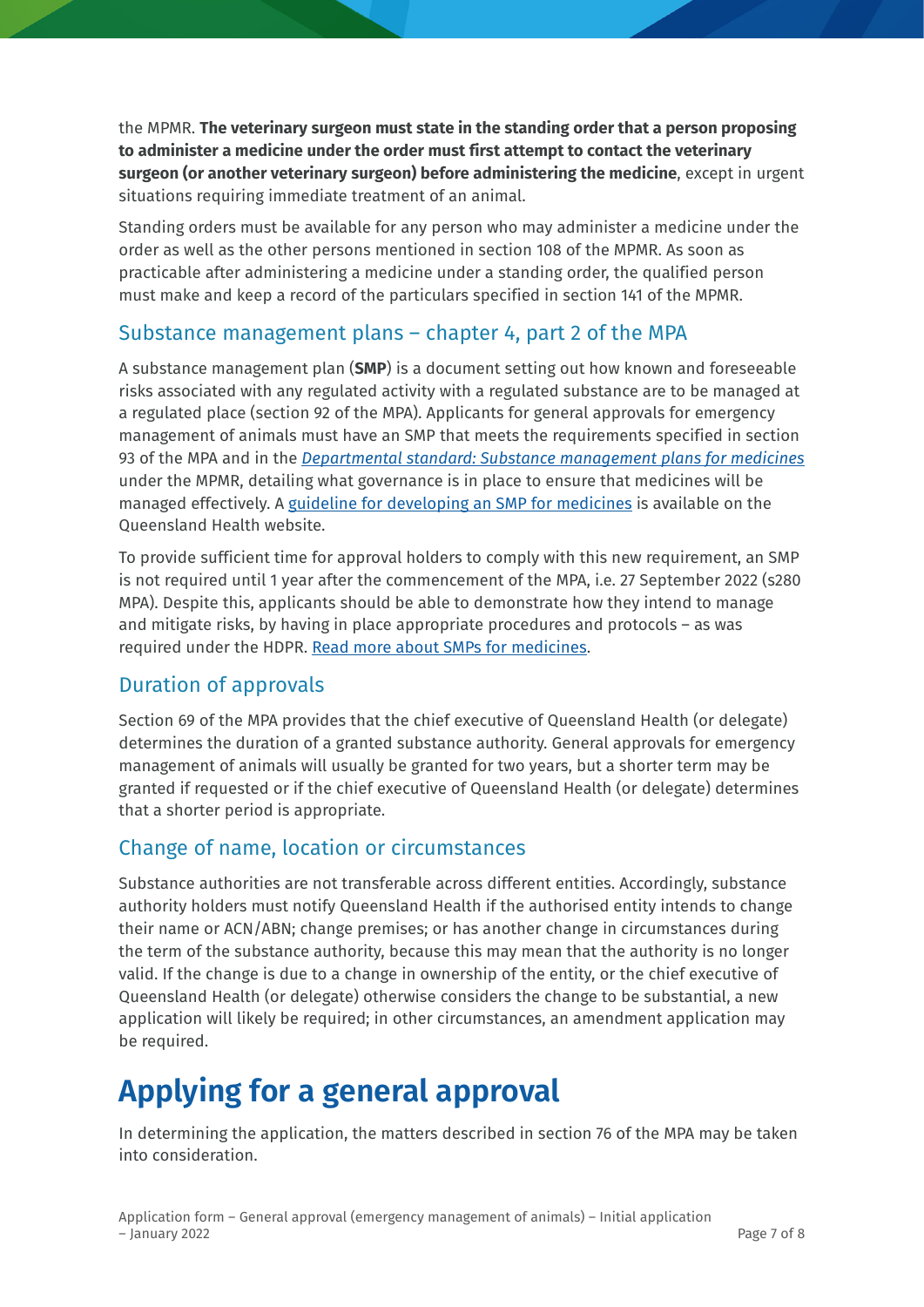the MPMR. **The veterinary surgeon must state in the standing order that a person proposing to administer a medicine under the order must first attempt to contact the veterinary surgeon (or another veterinary surgeon) before administering the medicine**, except in urgent situations requiring immediate treatment of an animal.

Standing orders must be available for any person who may administer a medicine under the order as well as the other persons mentioned in section 108 of the MPMR. As soon as practicable after administering a medicine under a standing order, the qualified person must make and keep a record of the particulars specified in section 141 of the MPMR.

## Substance management plans – chapter 4, part 2 of the MPA

A substance management plan (**SMP**) is a document setting out how known and foreseeable risks associated with any regulated activity with a regulated substance are to be managed at a regulated place (section 92 of the MPA). Applicants for general approvals for emergency management of animals must have an SMP that meets the requirements specified in section 93 of the MPA and in the *Departmental standard: Substance management plans for medicines* under the MPMR, detailing what governance is in place to ensure that medicines will be managed effectively. A guideline for developing an SMP for medicines is available on the Queensland Health website.

To provide sufficient time for approval holders to comply with this new requirement, an SMP is not required until 1 year after the commencement of the MPA, i.e. 27 September 2022 (s280 MPA). Despite this, applicants should be able to demonstrate how they intend to manage and mitigate risks, by having in place appropriate procedures and protocols – as was required under the HDPR. Read more about SMPs for medicines.

## Duration of approvals

Section 69 of the MPA provides that the chief executive of Queensland Health (or delegate) determines the duration of a granted substance authority. General approvals for emergency management of animals will usually be granted for two years, but a shorter term may be granted if requested or if the chief executive of Queensland Health (or delegate) determines that a shorter period is appropriate.

## Change of name, location or circumstances

Substance authorities are not transferable across different entities. Accordingly, substance authority holders must notify Queensland Health if the authorised entity intends to change their name or ACN/ABN; change premises; or has another change in circumstances during the term of the substance authority, because this may mean that the authority is no longer valid. If the change is due to a change in ownership of the entity, or the chief executive of Queensland Health (or delegate) otherwise considers the change to be substantial, a new application will likely be required; in other circumstances, an amendment application may be required.

# Applying for a general approval

In determining the application, the matters described in section 76 of the MPA may be taken into consideration.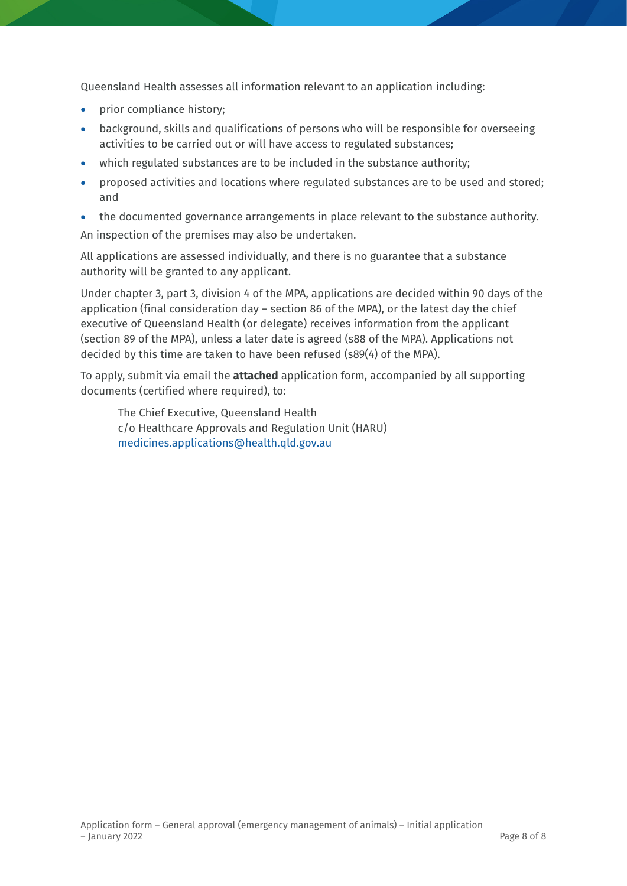Queensland Health assesses all information relevant to an application including:

- prior compliance history;
- background, skills and qualifications of persons who will be responsible for overseeing activities to be carried out or will have access to regulated substances;
- which regulated substances are to be included in the substance authority;
- proposed activities and locations where regulated substances are to be used and stored; and
- the documented governance arrangements in place relevant to the substance authority.

An inspection of the premises may also be undertaken.

All applications are assessed individually, and there is no guarantee that a substance authority will be granted to any applicant.

Under chapter 3, part 3, division 4 of the MPA, applications are decided within 90 days of the application (final consideration day – section 86 of the MPA), or the latest day the chief executive of Queensland Health (or delegate) receives information from the applicant (section 89 of the MPA), unless a later date is agreed (s88 of the MPA). Applications not decided by this time are taken to have been refused (s89(4) of the MPA).

To apply, submit via email the **attached** application form, accompanied by all supporting documents (certified where required), to:

> The Chief Executive, Queensland Health
> c/o Healthcare Approvals and Regulation Unit (HARU)
> medicines.applications@health.qld.gov.au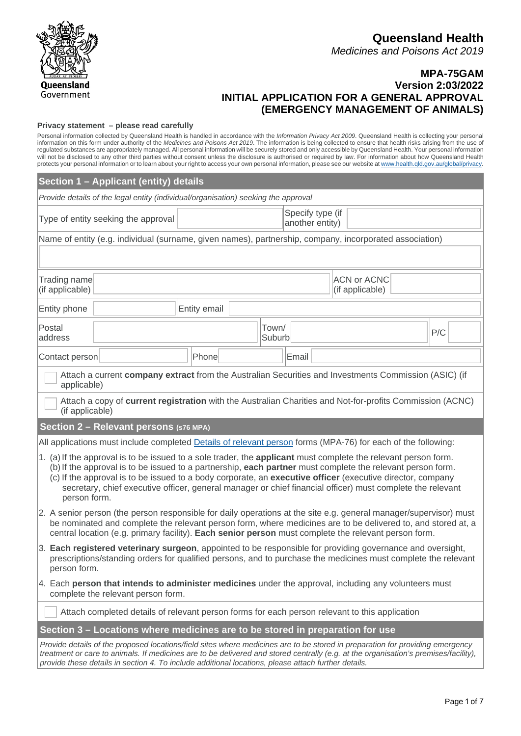# Queensland Health

*Medicines and Poisons Act 2019*

## MPA-75GAM
## Version 2:03/2022
## INITIAL APPLICATION FOR A GENERAL APPROVAL (EMERGENCY MANAGEMENT OF ANIMALS)

**Privacy statement – please read carefully**

Personal information collected by Queensland Health is handled in accordance with the *Information Privacy Act 2009*. Queensland Health is collecting your personal information on this form under authority of the *Medicines and Poisons Act 2019*. The information is being collected to ensure that health risks arising from the use of regulated substances are appropriately managed. All personal information will be securely stored and only accessible by Queensland Health. Your personal information will not be disclosed to any other third parties without consent unless the disclosure is authorised or required by law. For information about how Queensland Health protects your personal information or to learn about your right to access your own personal information, please see our website at www.health.qld.gov.au/global/privacy.

## Section 1 – Applicant (entity) details

*Provide details of the legal entity (individual/organisation) seeking the approval*

| Type of entity seeking the approval | | Specify type (if another entity) | |
|---|---|---|---|

Name of entity (e.g. individual (surname, given names), partnership, company, incorporated association)

| Trading name (if applicable) | | ACN or ACNC (if applicable) | |
|---|---|---|---|

| Entity phone | | Entity email | |
|---|---|---|---|

| Postal address | | Town/ Suburb | | P/C | |
|---|---|---|---|---|---|

| Contact person | | Phone | | Email | |
|---|---|---|---|---|---|

☐ Attach a current **company extract** from the Australian Securities and Investments Commission (ASIC) (if applicable)

☐ Attach a copy of **current registration** with the Australian Charities and Not-for-profits Commission (ACNC) (if applicable)

## Section 2 – Relevant persons (s76 MPA)

All applications must include completed Details of relevant person forms (MPA-76) for each of the following:

1. (a) If the approval is to be issued to a sole trader, the **applicant** must complete the relevant person form.
   (b) If the approval is to be issued to a partnership, **each partner** must complete the relevant person form.
   (c) If the approval is to be issued to a body corporate, an **executive officer** (executive director, company secretary, chief executive officer, general manager or chief financial officer) must complete the relevant person form.
2. A senior person (the person responsible for daily operations at the site e.g. general manager/supervisor) must be nominated and complete the relevant person form, where medicines are to be delivered to, and stored at, a central location (e.g. primary facility). **Each senior person** must complete the relevant person form.
3. **Each registered veterinary surgeon**, appointed to be responsible for providing governance and oversight, prescriptions/standing orders for qualified persons, and to purchase the medicines must complete the relevant person form.
4. Each **person that intends to administer medicines** under the approval, including any volunteers must complete the relevant person form.

☐ Attach completed details of relevant person forms for each person relevant to this application

## Section 3 – Locations where medicines are to be stored in preparation for use

*Provide details of the proposed locations/field sites where medicines are to be stored in preparation for providing emergency treatment or care to animals. If medicines are to be delivered and stored centrally (e.g. at the organisation's premises/facility), provide these details in section 4. To include additional locations, please attach further details.*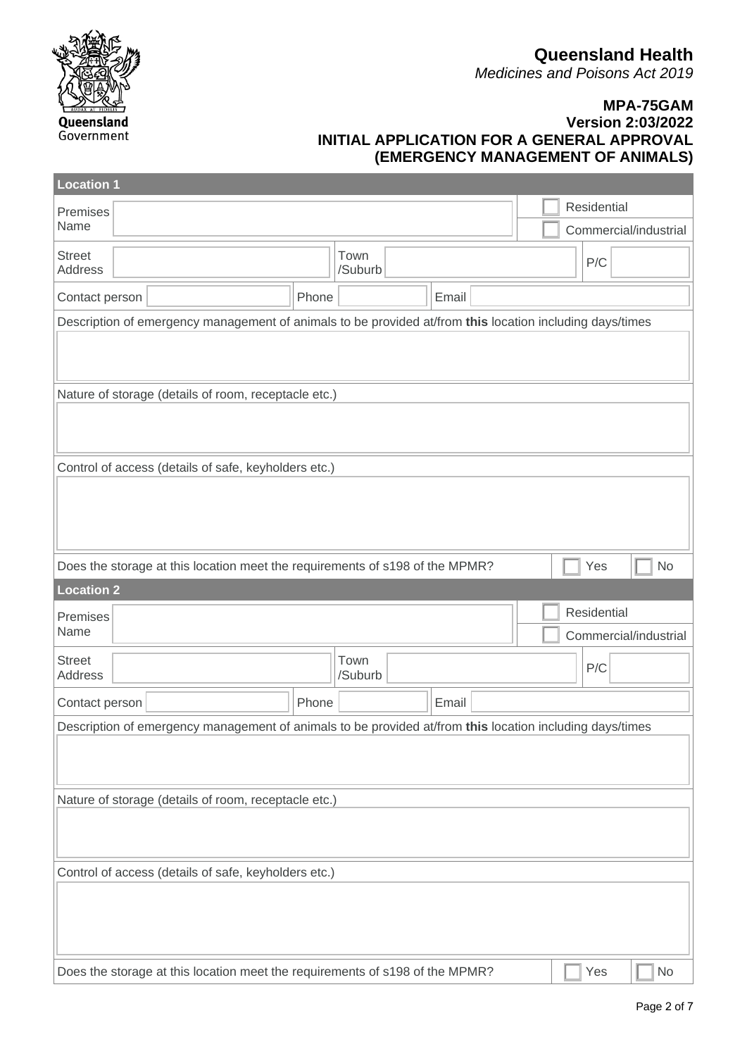**Queensland Health**

*Medicines and Poisons Act 2019*

**MPA-75GAM**
**Version 2:03/2022**
**INITIAL APPLICATION FOR A GENERAL APPROVAL (EMERGENCY MANAGEMENT OF ANIMALS)**

## Location 1

| | | | | | |
|---|---|---|---|---|---|
| Premises Name | | | | ☐ Residential | |
| | | | | ☐ Commercial/industrial | |
| Street Address | | Town /Suburb | | P/C | |
| Contact person | | Phone | | Email | |

Description of emergency management of animals to be provided at/from **this** location including days/times

Nature of storage (details of room, receptacle etc.)

Control of access (details of safe, keyholders etc.)

Does the storage at this location meet the requirements of s198 of the MPMR? ☐ Yes ☐ No

## Location 2

| | | | | | |
|---|---|---|---|---|---|
| Premises Name | | | | ☐ Residential | |
| | | | | ☐ Commercial/industrial | |
| Street Address | | Town /Suburb | | P/C | |
| Contact person | | Phone | | Email | |

Description of emergency management of animals to be provided at/from **this** location including days/times

Nature of storage (details of room, receptacle etc.)

Control of access (details of safe, keyholders etc.)

Does the storage at this location meet the requirements of s198 of the MPMR? ☐ Yes ☐ No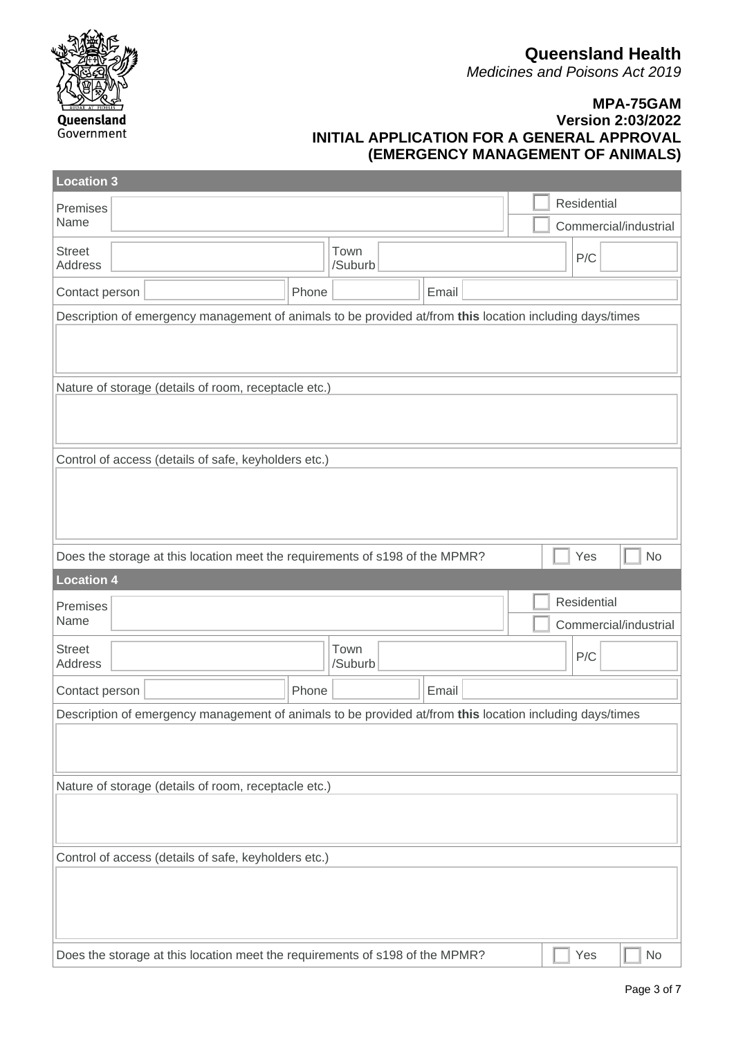**Queensland Health**
*Medicines and Poisons Act 2019*

**MPA-75GAM**
**Version 2:03/2022**
**INITIAL APPLICATION FOR A GENERAL APPROVAL (EMERGENCY MANAGEMENT OF ANIMALS)**

### Location 3

| | | | | | |
|---|---|---|---|---|---|
| Premises Name | | | | ☐ Residential | |
| | | | | ☐ Commercial/industrial | |
| Street Address | | Town /Suburb | | P/C | |
| Contact person | | Phone | | Email | |

Description of emergency management of animals to be provided at/from **this** location including days/times

Nature of storage (details of room, receptacle etc.)

Control of access (details of safe, keyholders etc.)

Does the storage at this location meet the requirements of s198 of the MPMR? ☐ Yes ☐ No

### Location 4

| | | | | | |
|---|---|---|---|---|---|
| Premises Name | | | | ☐ Residential | |
| | | | | ☐ Commercial/industrial | |
| Street Address | | Town /Suburb | | P/C | |
| Contact person | | Phone | | Email | |

Description of emergency management of animals to be provided at/from **this** location including days/times

Nature of storage (details of room, receptacle etc.)

Control of access (details of safe, keyholders etc.)

Does the storage at this location meet the requirements of s198 of the MPMR? ☐ Yes ☐ No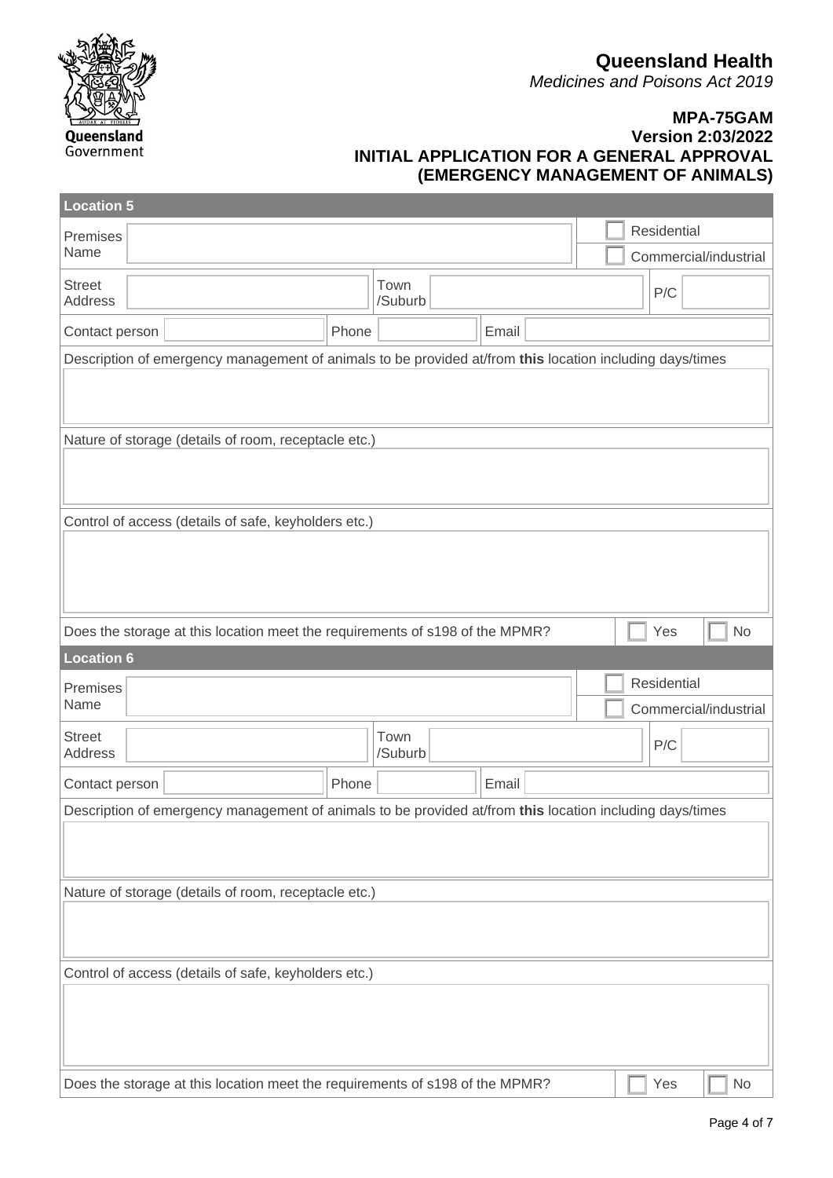**Queensland Health**
*Medicines and Poisons Act 2019*

**MPA-75GAM**
**Version 2:03/2022**
**INITIAL APPLICATION FOR A GENERAL APPROVAL (EMERGENCY MANAGEMENT OF ANIMALS)**

### Location 5

| Premises Name | | ☐ Residential / ☐ Commercial/industrial |
|---|---|---|
| Street Address | | Town /Suburb | | P/C | |
| Contact person | | Phone | | Email | |

Description of emergency management of animals to be provided at/from **this** location including days/times

Nature of storage (details of room, receptacle etc.)

Control of access (details of safe, keyholders etc.)

Does the storage at this location meet the requirements of s198 of the MPMR? ☐ Yes ☐ No

### Location 6

| Premises Name | | ☐ Residential / ☐ Commercial/industrial |
|---|---|---|
| Street Address | | Town /Suburb | | P/C | |
| Contact person | | Phone | | Email | |

Description of emergency management of animals to be provided at/from **this** location including days/times

Nature of storage (details of room, receptacle etc.)

Control of access (details of safe, keyholders etc.)

Does the storage at this location meet the requirements of s198 of the MPMR? ☐ Yes ☐ No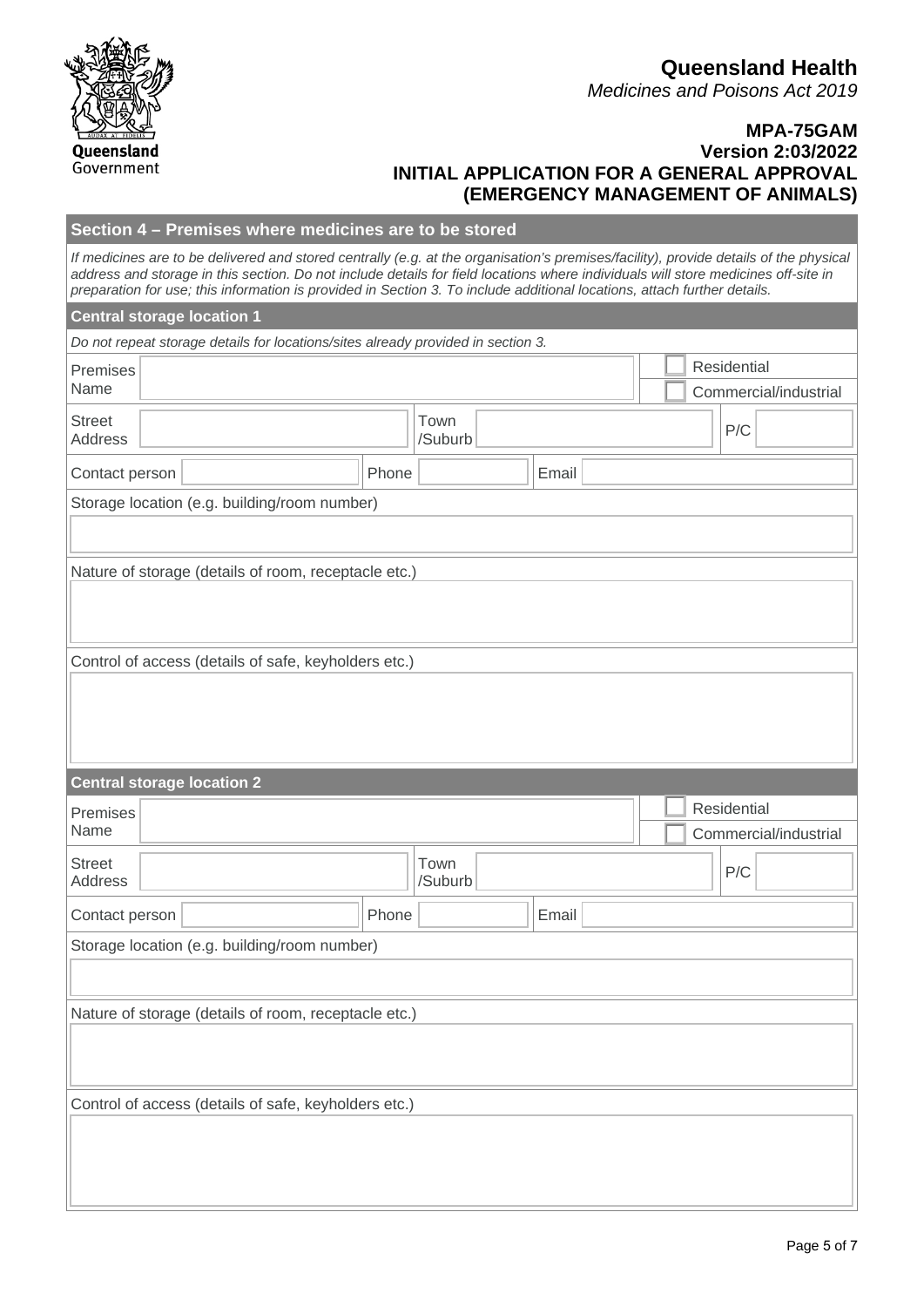**Queensland Health**
*Medicines and Poisons Act 2019*

**MPA-75GAM**
**Version 2:03/2022**
**INITIAL APPLICATION FOR A GENERAL APPROVAL (EMERGENCY MANAGEMENT OF ANIMALS)**

## Section 4 – Premises where medicines are to be stored

*If medicines are to be delivered and stored centrally (e.g. at the organisation's premises/facility), provide details of the physical address and storage in this section. Do not include details for field locations where individuals will store medicines off-site in preparation for use; this information is provided in Section 3. To include additional locations, attach further details.*

### Central storage location 1

*Do not repeat storage details for locations/sites already provided in section 3.*

| Premises Name | | ☐ Residential ☐ Commercial/industrial |
|---|---|---|

| Street Address | | Town /Suburb | | P/C | |
|---|---|---|---|---|---|

| Contact person | | Phone | | Email | |
|---|---|---|---|---|---|

Storage location (e.g. building/room number)

Nature of storage (details of room, receptacle etc.)

Control of access (details of safe, keyholders etc.)

### Central storage location 2

| Premises Name | | ☐ Residential ☐ Commercial/industrial |
|---|---|---|

| Street Address | | Town /Suburb | | P/C | |
|---|---|---|---|---|---|

| Contact person | | Phone | | Email | |
|---|---|---|---|---|---|

Storage location (e.g. building/room number)

Nature of storage (details of room, receptacle etc.)

Control of access (details of safe, keyholders etc.)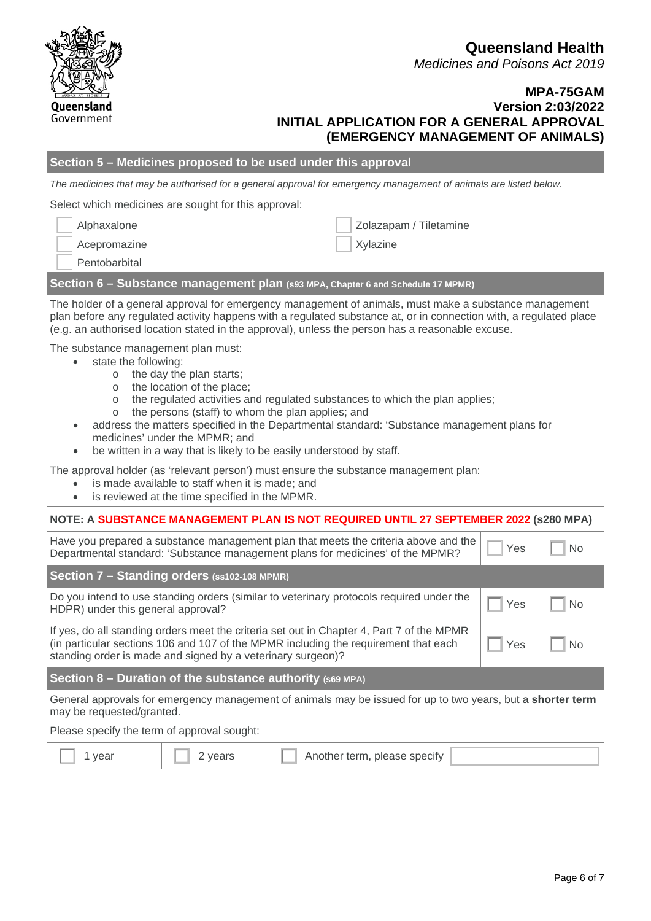## Section 5 – Medicines proposed to be used under this approval

*The medicines that may be authorised for a general approval for emergency management of animals are listed below.*

Select which medicines are sought for this approval:

- ☐ Alphaxalone
- ☐ Acepromazine
- ☐ Pentobarbital
- ☐ Zolazapam / Tiletamine
- ☐ Xylazine

## Section 6 – Substance management plan (s93 MPA, Chapter 6 and Schedule 17 MPMR)

The holder of a general approval for emergency management of animals, must make a substance management plan before any regulated activity happens with a regulated substance at, or in connection with, a regulated place (e.g. an authorised location stated in the approval), unless the person has a reasonable excuse.

The substance management plan must:

- state the following:
  - the day the plan starts;
  - the location of the place;
  - the regulated activities and regulated substances to which the plan applies;
  - the persons (staff) to whom the plan applies; and
- address the matters specified in the Departmental standard: 'Substance management plans for medicines' under the MPMR; and
- be written in a way that is likely to be easily understood by staff.

The approval holder (as 'relevant person') must ensure the substance management plan:

- is made available to staff when it is made; and
- is reviewed at the time specified in the MPMR.

**NOTE: A SUBSTANCE MANAGEMENT PLAN IS NOT REQUIRED UNTIL 27 SEPTEMBER 2022 (s280 MPA)**

| | | |
|---|---|---|
| Have you prepared a substance management plan that meets the criteria above and the Departmental standard: 'Substance management plans for medicines' of the MPMR? | ☐ Yes | ☐ No |

## Section 7 – Standing orders (ss102-108 MPMR)

| | | |
|---|---|---|
| Do you intend to use standing orders (similar to veterinary protocols required under the HDPR) under this general approval? | ☐ Yes | ☐ No |
| If yes, do all standing orders meet the criteria set out in Chapter 4, Part 7 of the MPMR (in particular sections 106 and 107 of the MPMR including the requirement that each standing order is made and signed by a veterinary surgeon)? | ☐ Yes | ☐ No |

## Section 8 – Duration of the substance authority (s69 MPA)

General approvals for emergency management of animals may be issued for up to two years, but a **shorter term** may be requested/granted.

Please specify the term of approval sought:

| | | | |
|---|---|---|---|
| ☐ 1 year | ☐ 2 years | ☐ Another term, please specify | |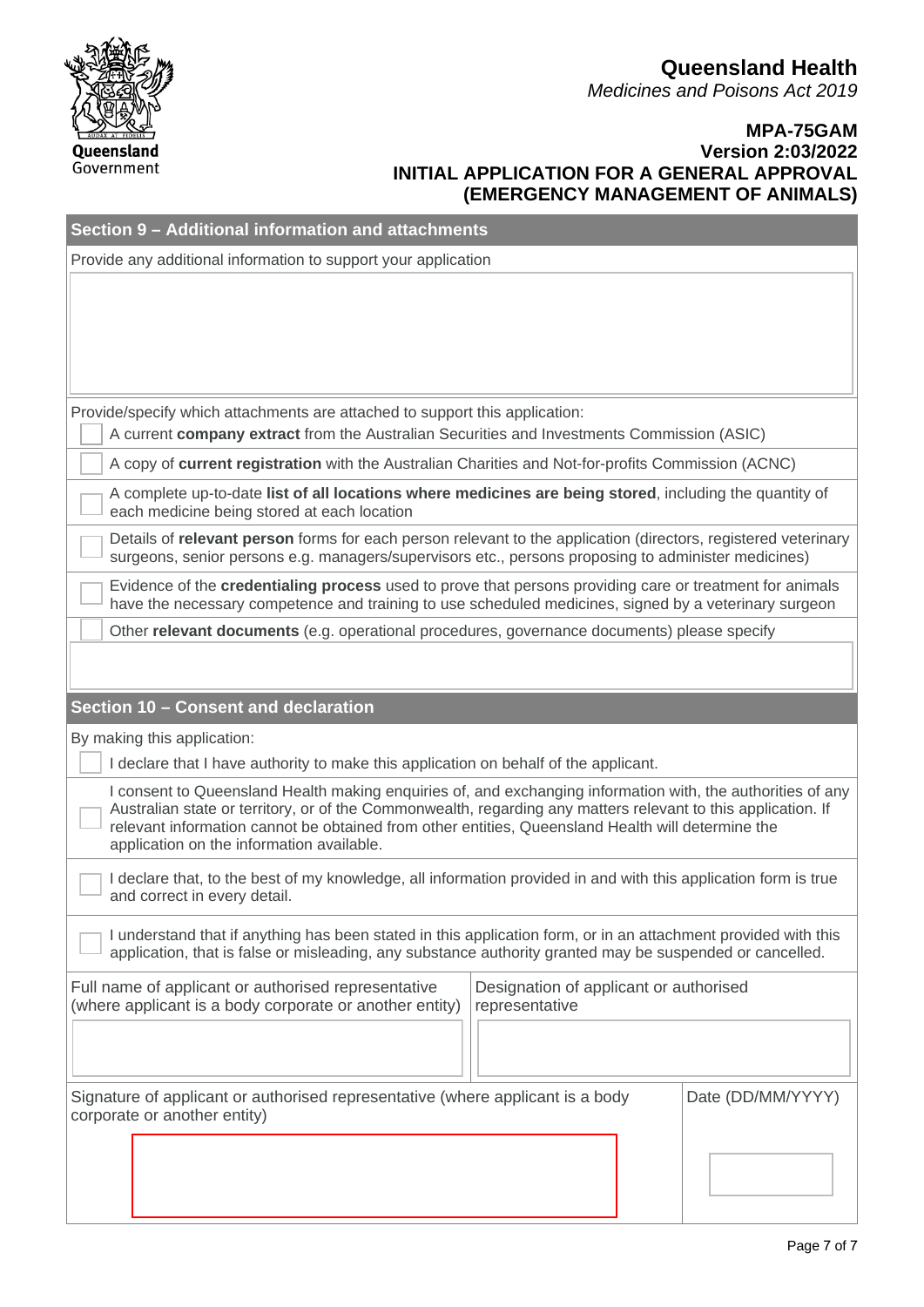## Section 9 – Additional information and attachments

Provide any additional information to support your application

Provide/specify which attachments are attached to support this application:

- ☐ A current **company extract** from the Australian Securities and Investments Commission (ASIC)
- ☐ A copy of **current registration** with the Australian Charities and Not-for-profits Commission (ACNC)
- ☐ A complete up-to-date **list of all locations where medicines are being stored**, including the quantity of each medicine being stored at each location
- ☐ Details of **relevant person** forms for each person relevant to the application (directors, registered veterinary surgeons, senior persons e.g. managers/supervisors etc., persons proposing to administer medicines)
- ☐ Evidence of the **credentialing process** used to prove that persons providing care or treatment for animals have the necessary competence and training to use scheduled medicines, signed by a veterinary surgeon
- ☐ Other **relevant documents** (e.g. operational procedures, governance documents) please specify

## Section 10 – Consent and declaration

By making this application:

- ☐ I declare that I have authority to make this application on behalf of the applicant.
- ☐ I consent to Queensland Health making enquiries of, and exchanging information with, the authorities of any Australian state or territory, or of the Commonwealth, regarding any matters relevant to this application. If relevant information cannot be obtained from other entities, Queensland Health will determine the application on the information available.
- ☐ I declare that, to the best of my knowledge, all information provided in and with this application form is true and correct in every detail.
- ☐ I understand that if anything has been stated in this application form, or in an attachment provided with this application, that is false or misleading, any substance authority granted may be suspended or cancelled.

| Full name of applicant or authorised representative (where applicant is a body corporate or another entity) | Designation of applicant or authorised representative |
|---|---|
| | |

| Signature of applicant or authorised representative (where applicant is a body corporate or another entity) | Date (DD/MM/YYYY) |
|---|---|
| | |